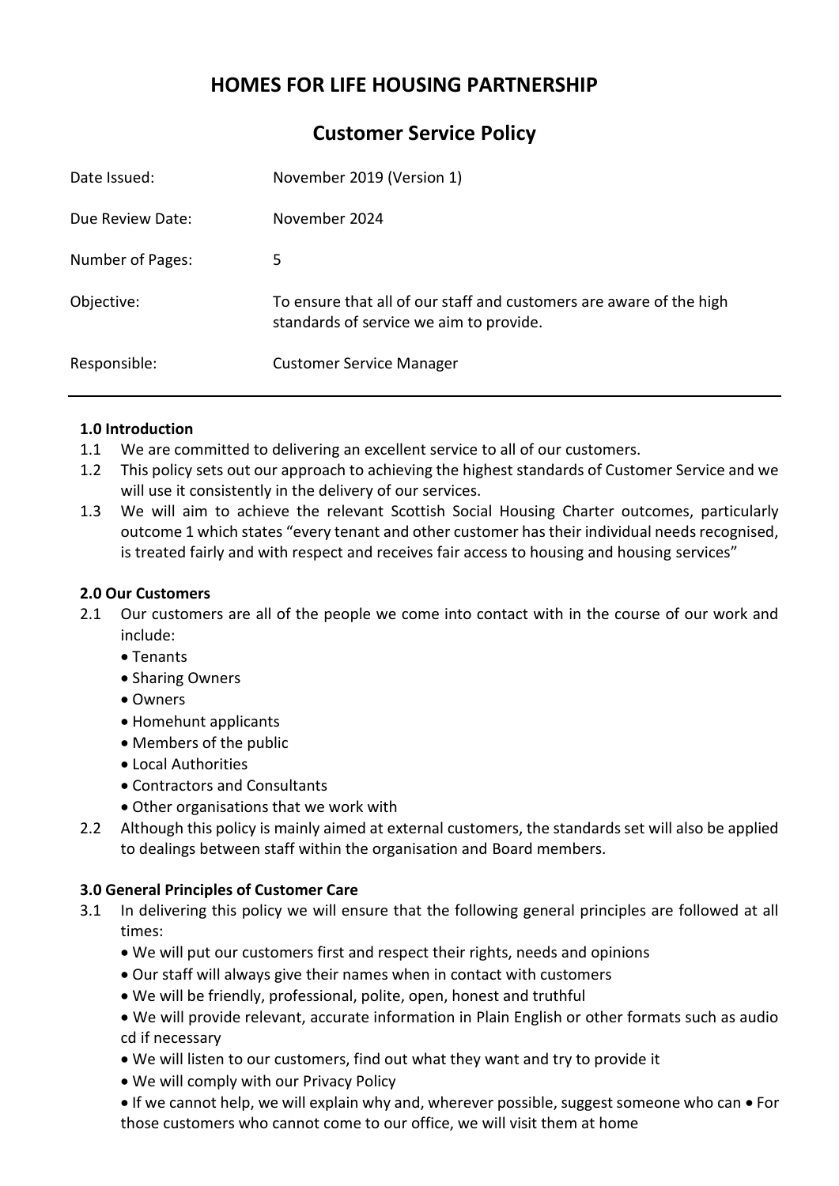# HOMES FOR LIFE HOUSING PARTNERSHIP

## Customer Service Policy

| | |
|---|---|
| Date Issued: | November 2019 (Version 1) |
| Due Review Date: | November 2024 |
| Number of Pages: | 5 |
| Objective: | To ensure that all of our staff and customers are aware of the high standards of service we aim to provide. |
| Responsible: | Customer Service Manager |

---

**1.0 Introduction**

1.1 We are committed to delivering an excellent service to all of our customers.

1.2 This policy sets out our approach to achieving the highest standards of Customer Service and we will use it consistently in the delivery of our services.

1.3 We will aim to achieve the relevant Scottish Social Housing Charter outcomes, particularly outcome 1 which states "every tenant and other customer has their individual needs recognised, is treated fairly and with respect and receives fair access to housing and housing services"

**2.0 Our Customers**

2.1 Our customers are all of the people we come into contact with in the course of our work and include:

- Tenants
- Sharing Owners
- Owners
- Homehunt applicants
- Members of the public
- Local Authorities
- Contractors and Consultants
- Other organisations that we work with

2.2 Although this policy is mainly aimed at external customers, the standards set will also be applied to dealings between staff within the organisation and Board members.

**3.0 General Principles of Customer Care**

3.1 In delivering this policy we will ensure that the following general principles are followed at all times:

- We will put our customers first and respect their rights, needs and opinions
- Our staff will always give their names when in contact with customers
- We will be friendly, professional, polite, open, honest and truthful
- We will provide relevant, accurate information in Plain English or other formats such as audio cd if necessary
- We will listen to our customers, find out what they want and try to provide it
- We will comply with our Privacy Policy
- If we cannot help, we will explain why and, wherever possible, suggest someone who can
- For those customers who cannot come to our office, we will visit them at home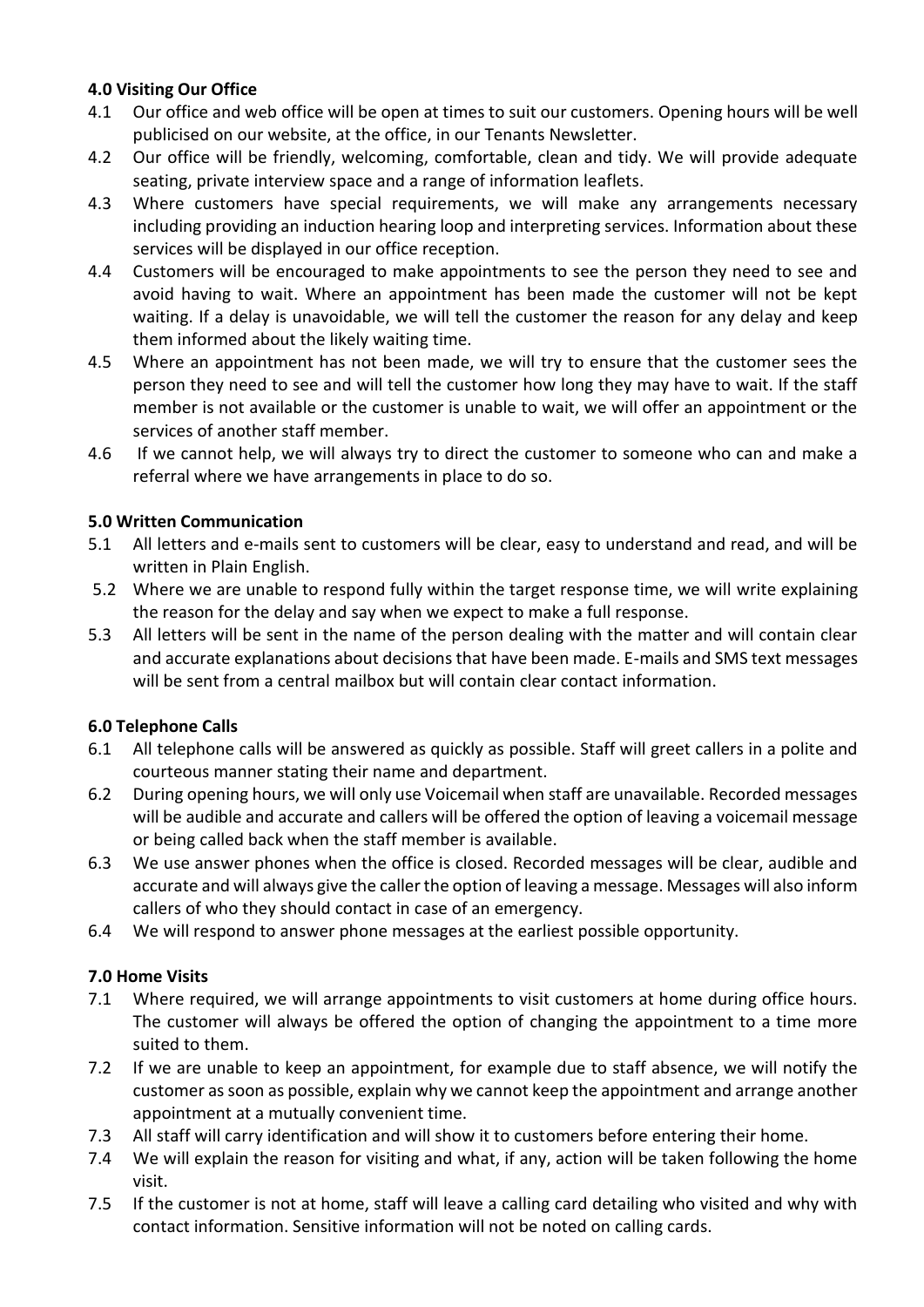**4.0 Visiting Our Office**

4.1 Our office and web office will be open at times to suit our customers. Opening hours will be well publicised on our website, at the office, in our Tenants Newsletter.

4.2 Our office will be friendly, welcoming, comfortable, clean and tidy. We will provide adequate seating, private interview space and a range of information leaflets.

4.3 Where customers have special requirements, we will make any arrangements necessary including providing an induction hearing loop and interpreting services. Information about these services will be displayed in our office reception.

4.4 Customers will be encouraged to make appointments to see the person they need to see and avoid having to wait. Where an appointment has been made the customer will not be kept waiting. If a delay is unavoidable, we will tell the customer the reason for any delay and keep them informed about the likely waiting time.

4.5 Where an appointment has not been made, we will try to ensure that the customer sees the person they need to see and will tell the customer how long they may have to wait. If the staff member is not available or the customer is unable to wait, we will offer an appointment or the services of another staff member.

4.6 If we cannot help, we will always try to direct the customer to someone who can and make a referral where we have arrangements in place to do so.

**5.0 Written Communication**

5.1 All letters and e-mails sent to customers will be clear, easy to understand and read, and will be written in Plain English.

5.2 Where we are unable to respond fully within the target response time, we will write explaining the reason for the delay and say when we expect to make a full response.

5.3 All letters will be sent in the name of the person dealing with the matter and will contain clear and accurate explanations about decisions that have been made. E-mails and SMS text messages will be sent from a central mailbox but will contain clear contact information.

**6.0 Telephone Calls**

6.1 All telephone calls will be answered as quickly as possible. Staff will greet callers in a polite and courteous manner stating their name and department.

6.2 During opening hours, we will only use Voicemail when staff are unavailable. Recorded messages will be audible and accurate and callers will be offered the option of leaving a voicemail message or being called back when the staff member is available.

6.3 We use answer phones when the office is closed. Recorded messages will be clear, audible and accurate and will always give the caller the option of leaving a message. Messages will also inform callers of who they should contact in case of an emergency.

6.4 We will respond to answer phone messages at the earliest possible opportunity.

**7.0 Home Visits**

7.1 Where required, we will arrange appointments to visit customers at home during office hours. The customer will always be offered the option of changing the appointment to a time more suited to them.

7.2 If we are unable to keep an appointment, for example due to staff absence, we will notify the customer as soon as possible, explain why we cannot keep the appointment and arrange another appointment at a mutually convenient time.

7.3 All staff will carry identification and will show it to customers before entering their home.

7.4 We will explain the reason for visiting and what, if any, action will be taken following the home visit.

7.5 If the customer is not at home, staff will leave a calling card detailing who visited and why with contact information. Sensitive information will not be noted on calling cards.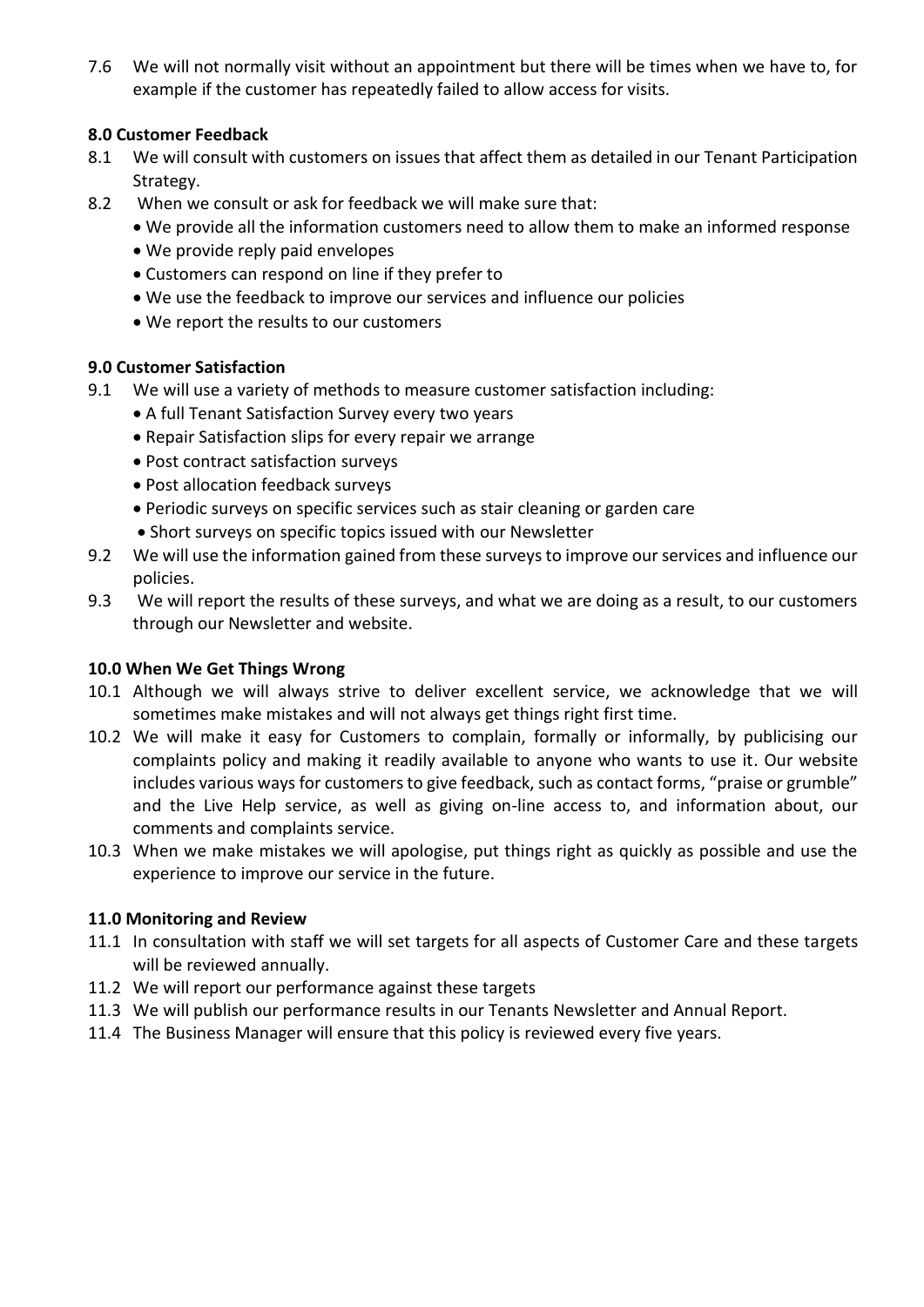7.6 We will not normally visit without an appointment but there will be times when we have to, for example if the customer has repeatedly failed to allow access for visits.

**8.0 Customer Feedback**

8.1 We will consult with customers on issues that affect them as detailed in our Tenant Participation Strategy.

8.2 When we consult or ask for feedback we will make sure that:

- We provide all the information customers need to allow them to make an informed response
- We provide reply paid envelopes
- Customers can respond on line if they prefer to
- We use the feedback to improve our services and influence our policies
- We report the results to our customers

**9.0 Customer Satisfaction**

9.1 We will use a variety of methods to measure customer satisfaction including:

- A full Tenant Satisfaction Survey every two years
- Repair Satisfaction slips for every repair we arrange
- Post contract satisfaction surveys
- Post allocation feedback surveys
- Periodic surveys on specific services such as stair cleaning or garden care
- Short surveys on specific topics issued with our Newsletter

9.2 We will use the information gained from these surveys to improve our services and influence our policies.

9.3 We will report the results of these surveys, and what we are doing as a result, to our customers through our Newsletter and website.

**10.0 When We Get Things Wrong**

10.1 Although we will always strive to deliver excellent service, we acknowledge that we will sometimes make mistakes and will not always get things right first time.

10.2 We will make it easy for Customers to complain, formally or informally, by publicising our complaints policy and making it readily available to anyone who wants to use it. Our website includes various ways for customers to give feedback, such as contact forms, "praise or grumble" and the Live Help service, as well as giving on-line access to, and information about, our comments and complaints service.

10.3 When we make mistakes we will apologise, put things right as quickly as possible and use the experience to improve our service in the future.

**11.0 Monitoring and Review**

11.1 In consultation with staff we will set targets for all aspects of Customer Care and these targets will be reviewed annually.

11.2 We will report our performance against these targets

11.3 We will publish our performance results in our Tenants Newsletter and Annual Report.

11.4 The Business Manager will ensure that this policy is reviewed every five years.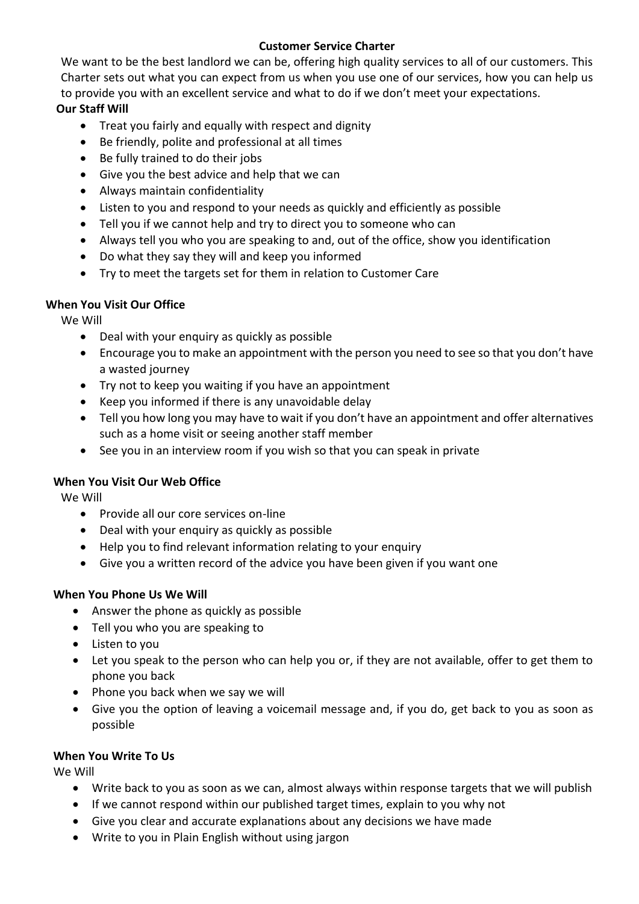# Customer Service Charter

We want to be the best landlord we can be, offering high quality services to all of our customers. This Charter sets out what you can expect from us when you use one of our services, how you can help us to provide you with an excellent service and what to do if we don't meet your expectations.

**Our Staff Will**

- Treat you fairly and equally with respect and dignity
- Be friendly, polite and professional at all times
- Be fully trained to do their jobs
- Give you the best advice and help that we can
- Always maintain confidentiality
- Listen to you and respond to your needs as quickly and efficiently as possible
- Tell you if we cannot help and try to direct you to someone who can
- Always tell you who you are speaking to and, out of the office, show you identification
- Do what they say they will and keep you informed
- Try to meet the targets set for them in relation to Customer Care

**When You Visit Our Office**

We Will

- Deal with your enquiry as quickly as possible
- Encourage you to make an appointment with the person you need to see so that you don't have a wasted journey
- Try not to keep you waiting if you have an appointment
- Keep you informed if there is any unavoidable delay
- Tell you how long you may have to wait if you don't have an appointment and offer alternatives such as a home visit or seeing another staff member
- See you in an interview room if you wish so that you can speak in private

**When You Visit Our Web Office**

We Will

- Provide all our core services on-line
- Deal with your enquiry as quickly as possible
- Help you to find relevant information relating to your enquiry
- Give you a written record of the advice you have been given if you want one

**When You Phone Us We Will**

- Answer the phone as quickly as possible
- Tell you who you are speaking to
- Listen to you
- Let you speak to the person who can help you or, if they are not available, offer to get them to phone you back
- Phone you back when we say we will
- Give you the option of leaving a voicemail message and, if you do, get back to you as soon as possible

**When You Write To Us**

We Will

- Write back to you as soon as we can, almost always within response targets that we will publish
- If we cannot respond within our published target times, explain to you why not
- Give you clear and accurate explanations about any decisions we have made
- Write to you in Plain English without using jargon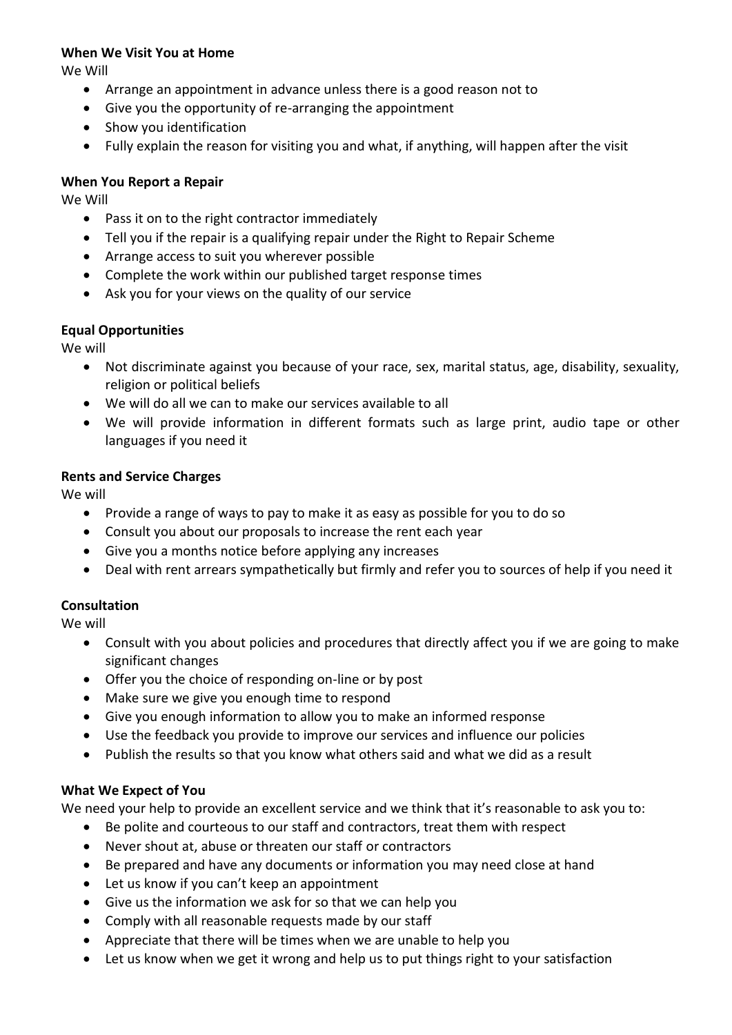**When We Visit You at Home**

We Will

- Arrange an appointment in advance unless there is a good reason not to
- Give you the opportunity of re-arranging the appointment
- Show you identification
- Fully explain the reason for visiting you and what, if anything, will happen after the visit

**When You Report a Repair**

We Will

- Pass it on to the right contractor immediately
- Tell you if the repair is a qualifying repair under the Right to Repair Scheme
- Arrange access to suit you wherever possible
- Complete the work within our published target response times
- Ask you for your views on the quality of our service

**Equal Opportunities**

We will

- Not discriminate against you because of your race, sex, marital status, age, disability, sexuality, religion or political beliefs
- We will do all we can to make our services available to all
- We will provide information in different formats such as large print, audio tape or other languages if you need it

**Rents and Service Charges**

We will

- Provide a range of ways to pay to make it as easy as possible for you to do so
- Consult you about our proposals to increase the rent each year
- Give you a months notice before applying any increases
- Deal with rent arrears sympathetically but firmly and refer you to sources of help if you need it

**Consultation**

We will

- Consult with you about policies and procedures that directly affect you if we are going to make significant changes
- Offer you the choice of responding on-line or by post
- Make sure we give you enough time to respond
- Give you enough information to allow you to make an informed response
- Use the feedback you provide to improve our services and influence our policies
- Publish the results so that you know what others said and what we did as a result

**What We Expect of You**

We need your help to provide an excellent service and we think that it's reasonable to ask you to:

- Be polite and courteous to our staff and contractors, treat them with respect
- Never shout at, abuse or threaten our staff or contractors
- Be prepared and have any documents or information you may need close at hand
- Let us know if you can't keep an appointment
- Give us the information we ask for so that we can help you
- Comply with all reasonable requests made by our staff
- Appreciate that there will be times when we are unable to help you
- Let us know when we get it wrong and help us to put things right to your satisfaction